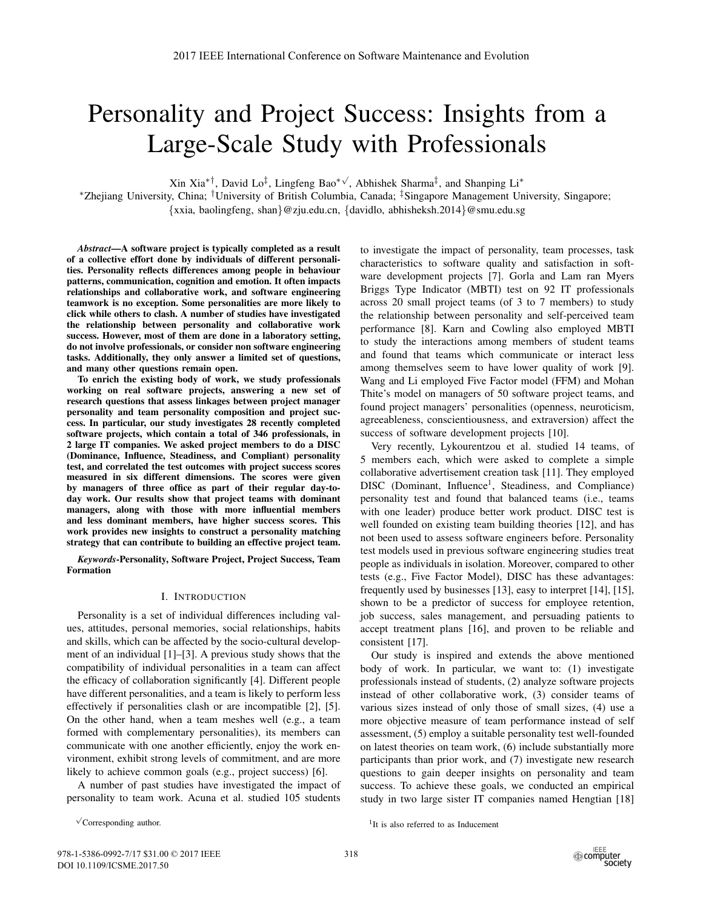# Personality and Project Success: Insights from a Large-Scale Study with Professionals

Xin Xia[*†], David Lo[‡], Lingfeng Bao[*√], Abhishek Sharma[‡], and Shanping Li[*]

[*]Zhejiang University, China; [†]University of British Columbia, Canada; [‡]Singapore Management University, Singapore;
{xxia, baolingfeng, shan}@zju.edu.cn, {davidlo, abhisheksh.2014}@smu.edu.sg

***Abstract*—A software project is typically completed as a result of a collective effort done by individuals of different personalities. Personality reflects differences among people in behaviour patterns, communication, cognition and emotion. It often impacts relationships and collaborative work, and software engineering teamwork is no exception. Some personalities are more likely to click while others to clash. A number of studies have investigated the relationship between personality and collaborative work success. However, most of them are done in a laboratory setting, do not involve professionals, or consider non software engineering tasks. Additionally, they only answer a limited set of questions, and many other questions remain open.**

**To enrich the existing body of work, we study professionals working on real software projects, answering a new set of research questions that assess linkages between project manager personality and team personality composition and project success. In particular, our study investigates 28 recently completed software projects, which contain a total of 346 professionals, in 2 large IT companies. We asked project members to do a DISC (Dominance, Influence, Steadiness, and Compliant) personality test, and correlated the test outcomes with project success scores measured in six different dimensions. The scores were given by managers of three office as part of their regular day-to-day work. Our results show that project teams with dominant managers, along with those with more influential members and less dominant members, have higher success scores. This work provides new insights to construct a personality matching strategy that can contribute to building an effective project team.**

***Keywords*-Personality, Software Project, Project Success, Team Formation**

## I. Introduction

Personality is a set of individual differences including values, attitudes, personal memories, social relationships, habits and skills, which can be affected by the socio-cultural development of an individual [1]–[3]. A previous study shows that the compatibility of individual personalities in a team can affect the efficacy of collaboration significantly [4]. Different people have different personalities, and a team is likely to perform less effectively if personalities clash or are incompatible [2], [5]. On the other hand, when a team meshes well (e.g., a team formed with complementary personalities), its members can communicate with one another efficiently, enjoy the work environment, exhibit strong levels of commitment, and are more likely to achieve common goals (e.g., project success) [6].

A number of past studies have investigated the impact of personality to team work. Acuna et al. studied 105 students to investigate the impact of personality, team processes, task characteristics to software quality and satisfaction in software development projects [7]. Gorla and Lam ran Myers Briggs Type Indicator (MBTI) test on 92 IT professionals across 20 small project teams (of 3 to 7 members) to study the relationship between personality and self-perceived team performance [8]. Karn and Cowling also employed MBTI to study the interactions among members of student teams and found that teams which communicate or interact less among themselves seem to have lower quality of work [9]. Wang and Li employed Five Factor model (FFM) and Mohan Thite's model on managers of 50 software project teams, and found project managers' personalities (openness, neuroticism, agreeableness, conscientiousness, and extraversion) affect the success of software development projects [10].

Very recently, Lykourentzou et al. studied 14 teams, of 5 members each, which were asked to complete a simple collaborative advertisement creation task [11]. They employed DISC (Dominant, Influence[1], Steadiness, and Compliance) personality test and found that balanced teams (i.e., teams with one leader) produce better work product. DISC test is well founded on existing team building theories [12], and has not been used to assess software engineers before. Personality test models used in previous software engineering studies treat people as individuals in isolation. Moreover, compared to other tests (e.g., Five Factor Model), DISC has these advantages: frequently used by businesses [13], easy to interpret [14], [15], shown to be a predictor of success for employee retention, job success, sales management, and persuading patients to accept treatment plans [16], and proven to be reliable and consistent [17].

Our study is inspired and extends the above mentioned body of work. In particular, we want to: (1) investigate professionals instead of students, (2) analyze software projects instead of other collaborative work, (3) consider teams of various sizes instead of only those of small sizes, (4) use a more objective measure of team performance instead of self assessment, (5) employ a suitable personality test well-founded on latest theories on team work, (6) include substantially more participants than prior work, and (7) investigate new research questions to gain deeper insights on personality and team success. To achieve these goals, we conducted an empirical study in two large sister IT companies named Hengtian [18]

√Corresponding author.

[1]It is also referred to as Inducement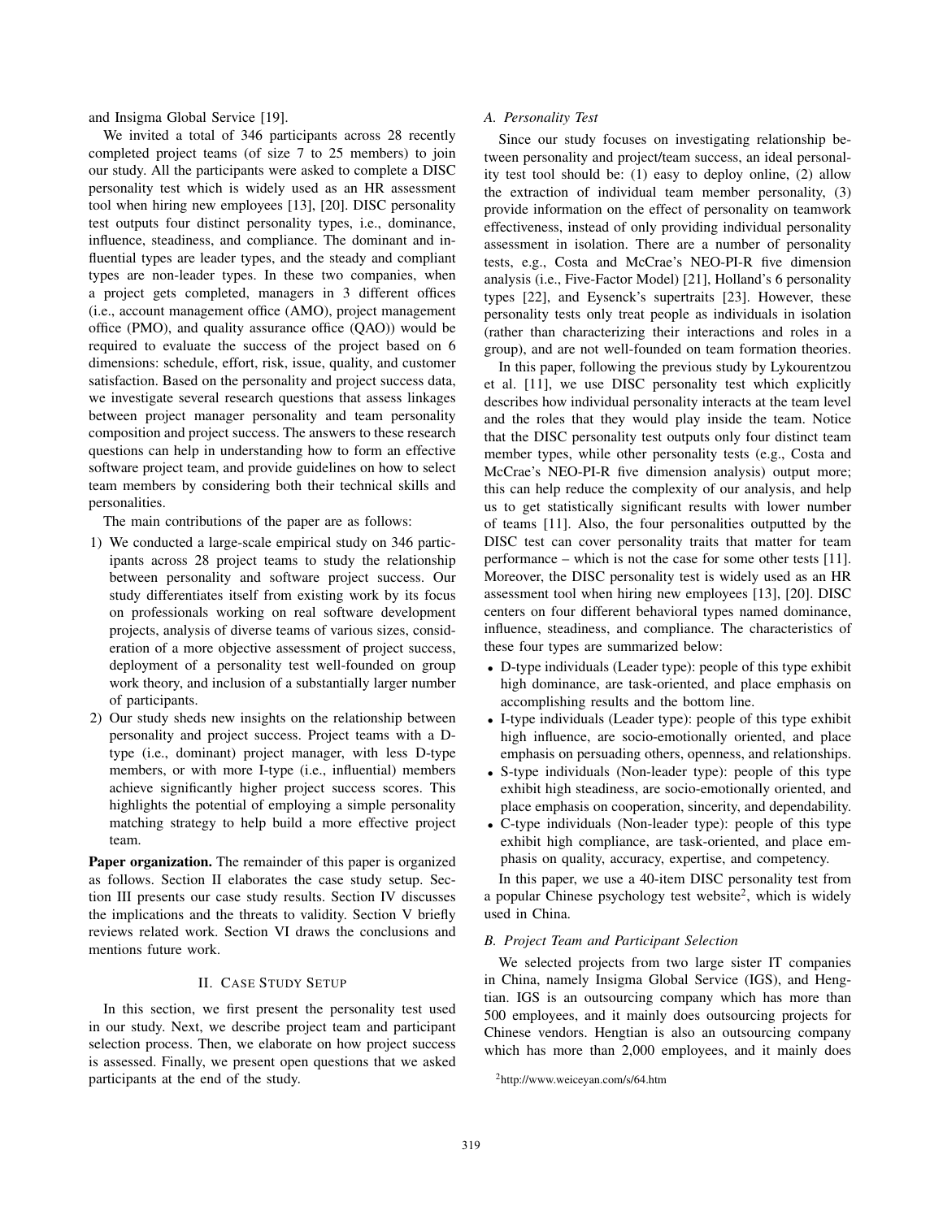and Insigma Global Service [19].

We invited a total of 346 participants across 28 recently completed project teams (of size 7 to 25 members) to join our study. All the participants were asked to complete a DISC personality test which is widely used as an HR assessment tool when hiring new employees [13], [20]. DISC personality test outputs four distinct personality types, i.e., dominance, influence, steadiness, and compliance. The dominant and influential types are leader types, and the steady and compliant types are non-leader types. In these two companies, when a project gets completed, managers in 3 different offices (i.e., account management office (AMO), project management office (PMO), and quality assurance office (QAO)) would be required to evaluate the success of the project based on 6 dimensions: schedule, effort, risk, issue, quality, and customer satisfaction. Based on the personality and project success data, we investigate several research questions that assess linkages between project manager personality and team personality composition and project success. The answers to these research questions can help in understanding how to form an effective software project team, and provide guidelines on how to select team members by considering both their technical skills and personalities.

The main contributions of the paper are as follows:

1) We conducted a large-scale empirical study on 346 participants across 28 project teams to study the relationship between personality and software project success. Our study differentiates itself from existing work by its focus on professionals working on real software development projects, analysis of diverse teams of various sizes, consideration of a more objective assessment of project success, deployment of a personality test well-founded on group work theory, and inclusion of a substantially larger number of participants.
2) Our study sheds new insights on the relationship between personality and project success. Project teams with a D-type (i.e., dominant) project manager, with less D-type members, or with more I-type (i.e., influential) members achieve significantly higher project success scores. This highlights the potential of employing a simple personality matching strategy to help build a more effective project team.

**Paper organization.** The remainder of this paper is organized as follows. Section II elaborates the case study setup. Section III presents our case study results. Section IV discusses the implications and the threats to validity. Section V briefly reviews related work. Section VI draws the conclusions and mentions future work.

## II. Case Study Setup

In this section, we first present the personality test used in our study. Next, we describe project team and participant selection process. Then, we elaborate on how project success is assessed. Finally, we present open questions that we asked participants at the end of the study.

### A. Personality Test

Since our study focuses on investigating relationship between personality and project/team success, an ideal personality test tool should be: (1) easy to deploy online, (2) allow the extraction of individual team member personality, (3) provide information on the effect of personality on teamwork effectiveness, instead of only providing individual personality assessment in isolation. There are a number of personality tests, e.g., Costa and McCrae's NEO-PI-R five dimension analysis (i.e., Five-Factor Model) [21], Holland's 6 personality types [22], and Eysenck's supertraits [23]. However, these personality tests only treat people as individuals in isolation (rather than characterizing their interactions and roles in a group), and are not well-founded on team formation theories.

In this paper, following the previous study by Lykourentzou et al. [11], we use DISC personality test which explicitly describes how individual personality interacts at the team level and the roles that they would play inside the team. Notice that the DISC personality test outputs only four distinct team member types, while other personality tests (e.g., Costa and McCrae's NEO-PI-R five dimension analysis) output more; this can help reduce the complexity of our analysis, and help us to get statistically significant results with lower number of teams [11]. Also, the four personalities outputted by the DISC test can cover personality traits that matter for team performance – which is not the case for some other tests [11]. Moreover, the DISC personality test is widely used as an HR assessment tool when hiring new employees [13], [20]. DISC centers on four different behavioral types named dominance, influence, steadiness, and compliance. The characteristics of these four types are summarized below:

- D-type individuals (Leader type): people of this type exhibit high dominance, are task-oriented, and place emphasis on accomplishing results and the bottom line.
- I-type individuals (Leader type): people of this type exhibit high influence, are socio-emotionally oriented, and place emphasis on persuading others, openness, and relationships.
- S-type individuals (Non-leader type): people of this type exhibit high steadiness, are socio-emotionally oriented, and place emphasis on cooperation, sincerity, and dependability.
- C-type individuals (Non-leader type): people of this type exhibit high compliance, are task-oriented, and place emphasis on quality, accuracy, expertise, and competency.

In this paper, we use a 40-item DISC personality test from a popular Chinese psychology test website[2], which is widely used in China.

### B. Project Team and Participant Selection

We selected projects from two large sister IT companies in China, namely Insigma Global Service (IGS), and Hengtian. IGS is an outsourcing company which has more than 500 employees, and it mainly does outsourcing projects for Chinese vendors. Hengtian is also an outsourcing company which has more than 2,000 employees, and it mainly does

[2] http://www.weiceyan.com/s/64.htm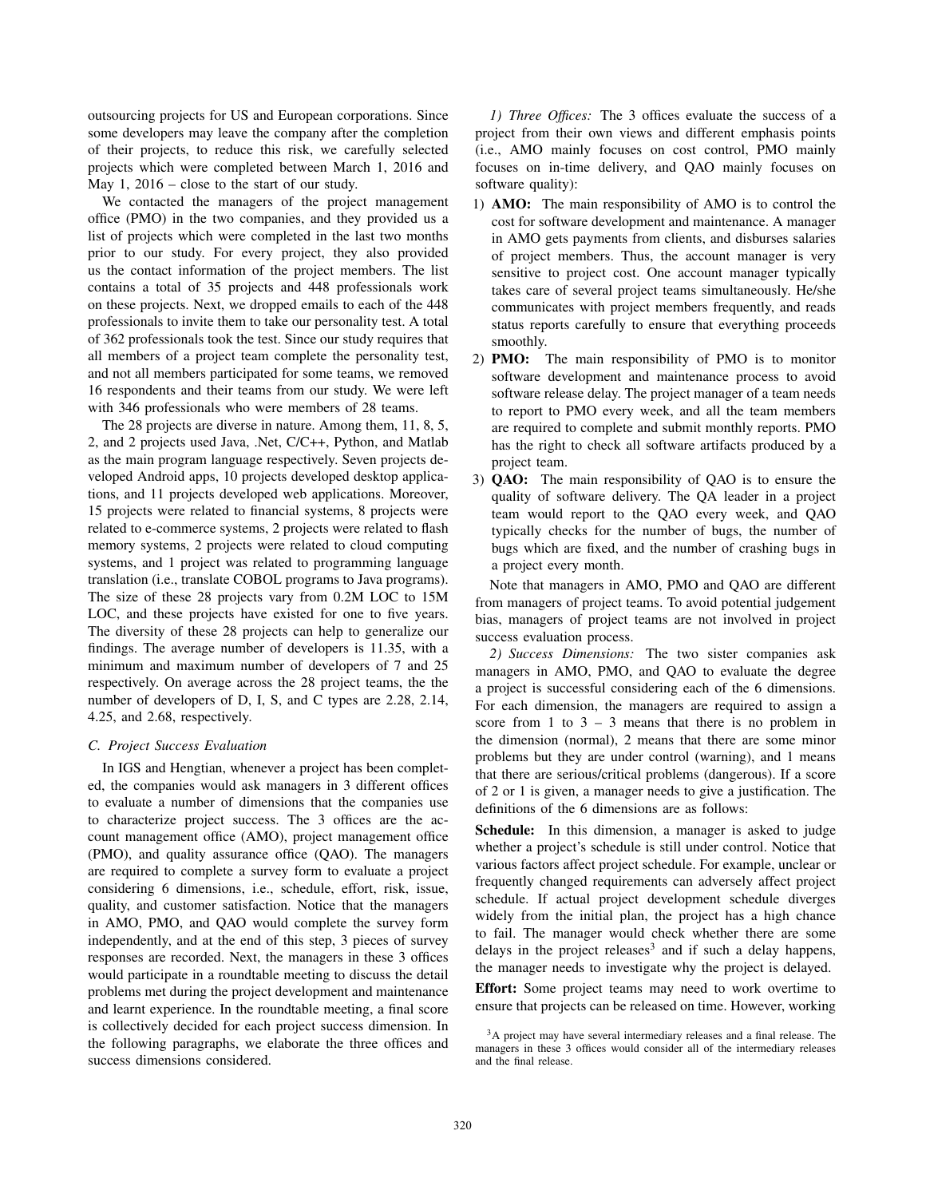outsourcing projects for US and European corporations. Since some developers may leave the company after the completion of their projects, to reduce this risk, we carefully selected projects which were completed between March 1, 2016 and May 1, 2016 – close to the start of our study.

We contacted the managers of the project management office (PMO) in the two companies, and they provided us a list of projects which were completed in the last two months prior to our study. For every project, they also provided us the contact information of the project members. The list contains a total of 35 projects and 448 professionals work on these projects. Next, we dropped emails to each of the 448 professionals to invite them to take our personality test. A total of 362 professionals took the test. Since our study requires that all members of a project team complete the personality test, and not all members participated for some teams, we removed 16 respondents and their teams from our study. We were left with 346 professionals who were members of 28 teams.

The 28 projects are diverse in nature. Among them, 11, 8, 5, 2, and 2 projects used Java, .Net, C/C++, Python, and Matlab as the main program language respectively. Seven projects developed Android apps, 10 projects developed desktop applications, and 11 projects developed web applications. Moreover, 15 projects were related to financial systems, 8 projects were related to e-commerce systems, 2 projects were related to flash memory systems, 2 projects was related to cloud computing systems, and 1 project was related to programming language translation (i.e., translate COBOL programs to Java programs). The size of these 28 projects vary from 0.2M LOC to 15M LOC, and these projects have existed for one to five years. The diversity of these 28 projects can help to generalize our findings. The average number of developers is 11.35, with a minimum and maximum number of developers of 7 and 25 respectively. On average across the 28 project teams, the the number of developers of D, I, S, and C types are 2.28, 2.14, 4.25, and 2.68, respectively.

### C. Project Success Evaluation

In IGS and Hengtian, whenever a project has been completed, the companies would ask managers in 3 different offices to evaluate a number of dimensions that the companies use to characterize project success. The 3 offices are the account management office (AMO), project management office (PMO), and quality assurance office (QAO). The managers are required to complete a survey form to evaluate a project considering 6 dimensions, i.e., schedule, effort, risk, issue, quality, and customer satisfaction. Notice that the managers in AMO, PMO, and QAO would complete the survey form independently, and at the end of this step, 3 pieces of survey responses are recorded. Next, the managers in these 3 offices would participate in a roundtable meeting to discuss the detail problems met during the project development and maintenance and learnt experience. In the roundtable meeting, a final score is collectively decided for each project success dimension. In the following paragraphs, we elaborate the three offices and success dimensions considered.

*1) Three Offices:* The 3 offices evaluate the success of a project from their own views and different emphasis points (i.e., AMO mainly focuses on cost control, PMO mainly focuses on in-time delivery, and QAO mainly focuses on software quality):

1) **AMO:** The main responsibility of AMO is to control the cost for software development and maintenance. A manager in AMO gets payments from clients, and disburses salaries of project members. Thus, the account manager is very sensitive to project cost. One account manager typically takes care of several project teams simultaneously. He/she communicates with project members frequently, and reads status reports carefully to ensure that everything proceeds smoothly.
2) **PMO:** The main responsibility of PMO is to monitor software development and maintenance process to avoid software release delay. The project manager of a team needs to report to PMO every week, and all the team members are required to complete and submit monthly reports. PMO has the right to check all software artifacts produced by a project team.
3) **QAO:** The main responsibility of QAO is to ensure the quality of software delivery. The QA leader in a project team would report to the QAO every week, and QAO typically checks for the number of bugs, the number of bugs which are fixed, and the number of crashing bugs in a project every month.

Note that managers in AMO, PMO and QAO are different from managers of project teams. To avoid potential judgement bias, managers of project teams are not involved in project success evaluation process.

*2) Success Dimensions:* The two sister companies ask managers in AMO, PMO, and QAO to evaluate the degree a project is successful considering each of the 6 dimensions. For each dimension, the managers are required to assign a score from 1 to 3 – 3 means that there is no problem in the dimension (normal), 2 means that there are some minor problems but they are under control (warning), and 1 means that there are serious/critical problems (dangerous). If a score of 2 or 1 is given, a manager needs to give a justification. The definitions of the 6 dimensions are as follows:

**Schedule:** In this dimension, a manager is asked to judge whether a project's schedule is still under control. Notice that various factors affect project schedule. For example, unclear or frequently changed requirements can adversely affect project schedule. If actual project development schedule diverges widely from the initial plan, the project has a high chance to fail. The manager would check whether there are some delays in the project releases[3] and if such a delay happens, the manager needs to investigate why the project is delayed.

**Effort:** Some project teams may need to work overtime to ensure that projects can be released on time. However, working

[3] A project may have several intermediary releases and a final release. The managers in these 3 offices would consider all of the intermediary releases and the final release.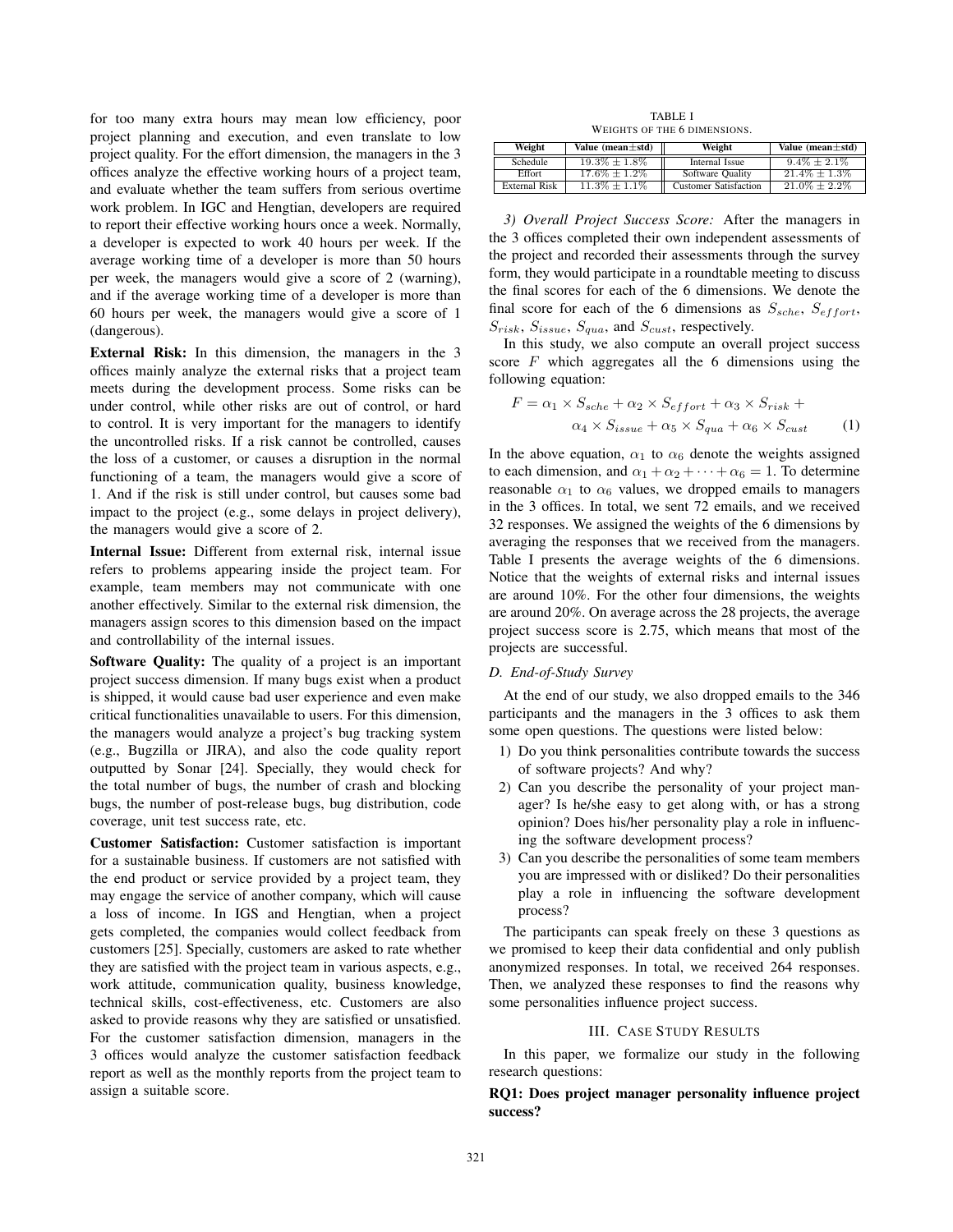for too many extra hours may mean low efficiency, poor project planning and execution, and even translate to low project quality. For the effort dimension, the managers in the 3 offices analyze the effective working hours of a project team, and evaluate whether the team suffers from serious overtime work problem. In IGC and Hengtian, developers are required to report their effective working hours once a week. Normally, a developer is expected to work 40 hours per week. If the average working time of a developer is more than 50 hours per week, the managers would give a score of 2 (warning), and if the average working time of a developer is more than 60 hours per week, the managers would give a score of 1 (dangerous).

**External Risk:** In this dimension, the managers in the 3 offices mainly analyze the external risks that a project team meets during the development process. Some risks can be under control, while other risks are out of control, or hard to control. It is very important for the managers to identify the uncontrolled risks. If a risk cannot be controlled, causes the loss of a customer, or causes a disruption in the normal functioning of a team, the managers would give a score of 1. And if the risk is still under control, but causes some bad impact to the project (e.g., some delays in project delivery), the managers would give a score of 2.

**Internal Issue:** Different from external risk, internal issue refers to problems appearing inside the project team. For example, team members may not communicate with one another effectively. Similar to the external risk dimension, the managers assign scores to this dimension based on the impact and controllability of the internal issues.

**Software Quality:** The quality of a project is an important project success dimension. If many bugs exist when a product is shipped, it would cause bad user experience and even make critical functionalities unavailable to users. For this dimension, the managers would analyze a project's bug tracking system (e.g., Bugzilla or JIRA), and also the code quality report outputted by Sonar [24]. Specially, they would check for the total number of bugs, the number of crash and blocking bugs, the number of post-release bugs, bug distribution, code coverage, unit test success rate, etc.

**Customer Satisfaction:** Customer satisfaction is important for a sustainable business. If customers are not satisfied with the end product or service provided by a project team, they may engage the service of another company, which will cause a loss of income. In IGS and Hengtian, when a project gets completed, the companies would collect feedback from customers [25]. Specially, customers are asked to rate whether they are satisfied with the project team in various aspects, e.g., work attitude, communication quality, business knowledge, technical skills, cost-effectiveness, etc. Customers are also asked to provide reasons why they are satisfied or unsatisfied. For the customer satisfaction dimension, managers in the 3 offices would analyze the customer satisfaction feedback report as well as the monthly reports from the project team to assign a suitable score.

TABLE I
WEIGHTS OF THE 6 DIMENSIONS.

| Weight | Value (mean±std) | Weight | Value (mean±std) |
|---|---|---|---|
| Schedule | $19.3\% \pm 1.8\%$ | Internal Issue | $9.4\% \pm 2.1\%$ |
| Effort | $17.6\% \pm 1.2\%$ | Software Quality | $21.4\% \pm 1.3\%$ |
| External Risk | $11.3\% \pm 1.1\%$ | Customer Satisfaction | $21.0\% \pm 2.2\%$ |

*3) Overall Project Success Score:* After the managers in the 3 offices completed their own independent assessments of the project and recorded their assessments through the survey form, they would participate in a roundtable meeting to discuss the final scores for each of the 6 dimensions. We denote the final score for each of the 6 dimensions as $S_{sche}$, $S_{effort}$, $S_{risk}$, $S_{issue}$, $S_{qua}$, and $S_{cust}$, respectively.

In this study, we also compute an overall project success score $F$ which aggregates all the 6 dimensions using the following equation:

$$F = \alpha_1 \times S_{sche} + \alpha_2 \times S_{effort} + \alpha_3 \times S_{risk} + \alpha_4 \times S_{issue} + \alpha_5 \times S_{qua} + \alpha_6 \times S_{cust} \quad (1)$$

In the above equation, $\alpha_1$ to $\alpha_6$ denote the weights assigned to each dimension, and $\alpha_1 + \alpha_2 + \cdots + \alpha_6 = 1$. To determine reasonable $\alpha_1$ to $\alpha_6$ values, we dropped emails to managers in the 3 offices. In total, we sent 72 emails, and we received 32 responses. We assigned the weights of the 6 dimensions by averaging the responses that we received from the managers. Table I presents the average weights of the 6 dimensions. Notice that the weights of external risks and internal issues are around 10%. For the other four dimensions, the weights are around 20%. On average across the 28 projects, the average project success score is 2.75, which means that most of the projects are successful.

### D. End-of-Study Survey

At the end of our study, we also dropped emails to the 346 participants and the managers in the 3 offices to ask them some open questions. The questions were listed below:

1) Do you think personalities contribute towards the success of software projects? And why?
2) Can you describe the personality of your project manager? Is he/she easy to get along with, or has a strong opinion? Does his/her personality play a role in influencing the software development process?
3) Can you describe the personalities of some team members you are impressed with or disliked? Do their personalities play a role in influencing the software development process?

The participants can speak freely on these 3 questions as we promised to keep their data confidential and only publish anonymized responses. In total, we received 264 responses. Then, we analyzed these responses to find the reasons why some personalities influence project success.

## III. CASE STUDY RESULTS

In this paper, we formalize our study in the following research questions:

**RQ1: Does project manager personality influence project success?**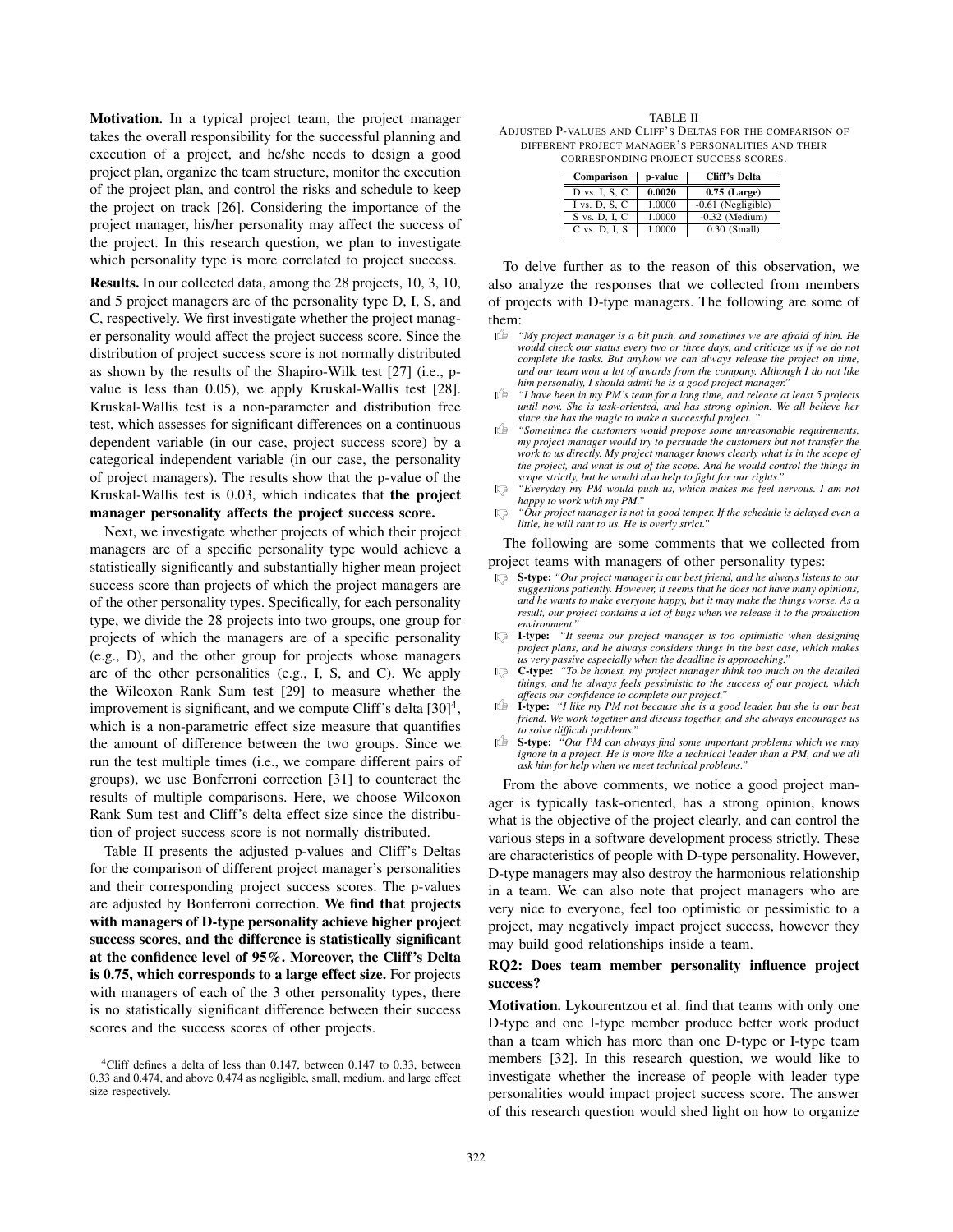**Motivation.** In a typical project team, the project manager takes the overall responsibility for the successful planning and execution of a project, and he/she needs to design a good project plan, organize the team structure, monitor the execution of the project plan, and control the risks and schedule to keep the project on track [26]. Considering the importance of the project manager, his/her personality may affect the success of the project. In this research question, we plan to investigate which personality type is more correlated to project success.

**Results.** In our collected data, among the 28 projects, 10, 3, 10, and 5 project managers are of the personality type D, I, S, and C, respectively. We first investigate whether the project manager personality would affect the project success score. Since the distribution of project success score is not normally distributed as shown by the results of the Shapiro-Wilk test [27] (i.e., p-value is less than 0.05), we apply Kruskal-Wallis test [28]. Kruskal-Wallis test is a non-parameter and distribution free test, which assesses for significant differences on a continuous dependent variable (in our case, project success score) by a categorical independent variable (in our case, the personality of project managers). The results show that the p-value of the Kruskal-Wallis test is 0.03, which indicates that **the project manager personality affects the project success score.**

Next, we investigate whether projects of which their project managers are of a specific personality type would achieve a statistically significantly and substantially higher mean project success score than projects of which the project managers are of the other personality types. Specifically, for each personality type, we divide the 28 projects into two groups, one group for projects of which the managers are of a specific personality (e.g., D), and the other group for projects whose managers are of the other personalities (e.g., I, S, and C). We apply the Wilcoxon Rank Sum test [29] to measure whether the improvement is significant, and we compute Cliff's delta [30][4], which is a non-parametric effect size measure that quantifies the amount of difference between the two groups. Since we run the test multiple times (i.e., we compare different pairs of groups), we use Bonferroni correction [31] to counteract the results of multiple comparisons. Here, we choose Wilcoxon Rank Sum test and Cliff's delta effect size since the distribution of project success score is not normally distributed.

Table II presents the adjusted p-values and Cliff's Deltas for the comparison of different project manager's personalities and their corresponding project success scores. The p-values are adjusted by Bonferroni correction. **We find that projects with managers of D-type personality achieve higher project success scores, and the difference is statistically significant at the confidence level of 95%. Moreover, the Cliff's Delta is 0.75, which corresponds to a large effect size.** For projects with managers of each of the 3 other personality types, there is no statistically significant difference between their success scores and the success scores of other projects.

[4]Cliff defines a delta of less than 0.147, between 0.147 to 0.33, between 0.33 and 0.474, and above 0.474 as negligible, small, medium, and large effect size respectively.

TABLE II
ADJUSTED P-VALUES AND CLIFF'S DELTAS FOR THE COMPARISON OF DIFFERENT PROJECT MANAGER'S PERSONALITIES AND THEIR CORRESPONDING PROJECT SUCCESS SCORES.

| Comparison | p-value | Cliff's Delta |
|---|---|---|
| D vs. I, S, C | **0.0020** | **0.75 (Large)** |
| I vs. D, S, C | 1.0000 | -0.61 (Negligible) |
| S vs. D, I, C | 1.0000 | -0.32 (Medium) |
| C vs. D, I, S | 1.0000 | 0.30 (Small) |

To delve further as to the reason of this observation, we also analyze the responses that we collected from members of projects with D-type managers. The following are some of them:

- 👍 *"My project manager is a bit push, and sometimes we are afraid of him. He would check our status every two or three days, and criticize us if we do not complete the tasks. But anyhow we can always release the project on time, and our team won a lot of awards from the company. Although I do not like him personally, I should admit he is a good project manager."*
- 👍 *"I have been in my PM's team for a long time, and release at least 5 projects until now. She is task-oriented, and has strong opinion. We all believe her since she has the magic to make a successful project. "*
- 👍 *"Sometimes the customers would propose some unreasonable requirements, my project manager would try to persuade the customers but not transfer the work to us directly. My project manager knows clearly what is in the scope of the project, and what is out of the scope. And he would control the things in scope strictly, but he would also help to fight for our rights."*
- 👎 *"Everyday my PM would push us, which makes me feel nervous. I am not happy to work with my PM."*
- 👎 *"Our project manager is not in good temper. If the schedule is delayed even a little, he will rant to us. He is overly strict."*

The following are some comments that we collected from project teams with managers of other personality types:

- 👎 **S-type:** *"Our project manager is our best friend, and he always listens to our suggestions patiently. However, it seems that he does not have many opinions, and he wants to make everyone happy, but it may make the things worse. As a result, our project contains a lot of bugs when we release it to the production environment."*
- 👎 **I-type:** *"It seems our project manager is too optimistic when designing project plans, and he always considers things in the best case, which makes us very passive especially when the deadline is approaching."*
- 👎 **C-type:** *"To be honest, my project manager think too much on the detailed things, and he always feels pessimistic to the success of our project, which affects our confidence to complete our project."*
- 👍 **I-type:** *"I like my PM not because she is a good leader, but she is our best friend. We work together and discuss together, and she always encourages us to solve difficult problems."*
- 👍 **S-type:** *"Our PM can always find some important problems which we may ignore in a project. He is more like a technical leader than a PM, and we all ask him for help when we meet technical problems."*

From the above comments, we notice a good project manager is typically task-oriented, has a strong opinion, knows what is the objective of the project clearly, and can control the various steps in a software development process strictly. These are characteristics of people with D-type personality. However, D-type managers may also destroy the harmonious relationship in a team. We can also note that project managers who are very nice to everyone, feel too optimistic or pessimistic to a project, may negatively impact project success, however they may build good relationships inside a team.

### RQ2: Does team member personality influence project success?

**Motivation.** Lykourentzou et al. find that teams with only one D-type and one I-type member produce better work product than a team which has more than one D-type or I-type team members [32]. In this research question, we would like to investigate whether the increase of people with leader type personalities would impact project success score. The answer of this research question would shed light on how to organize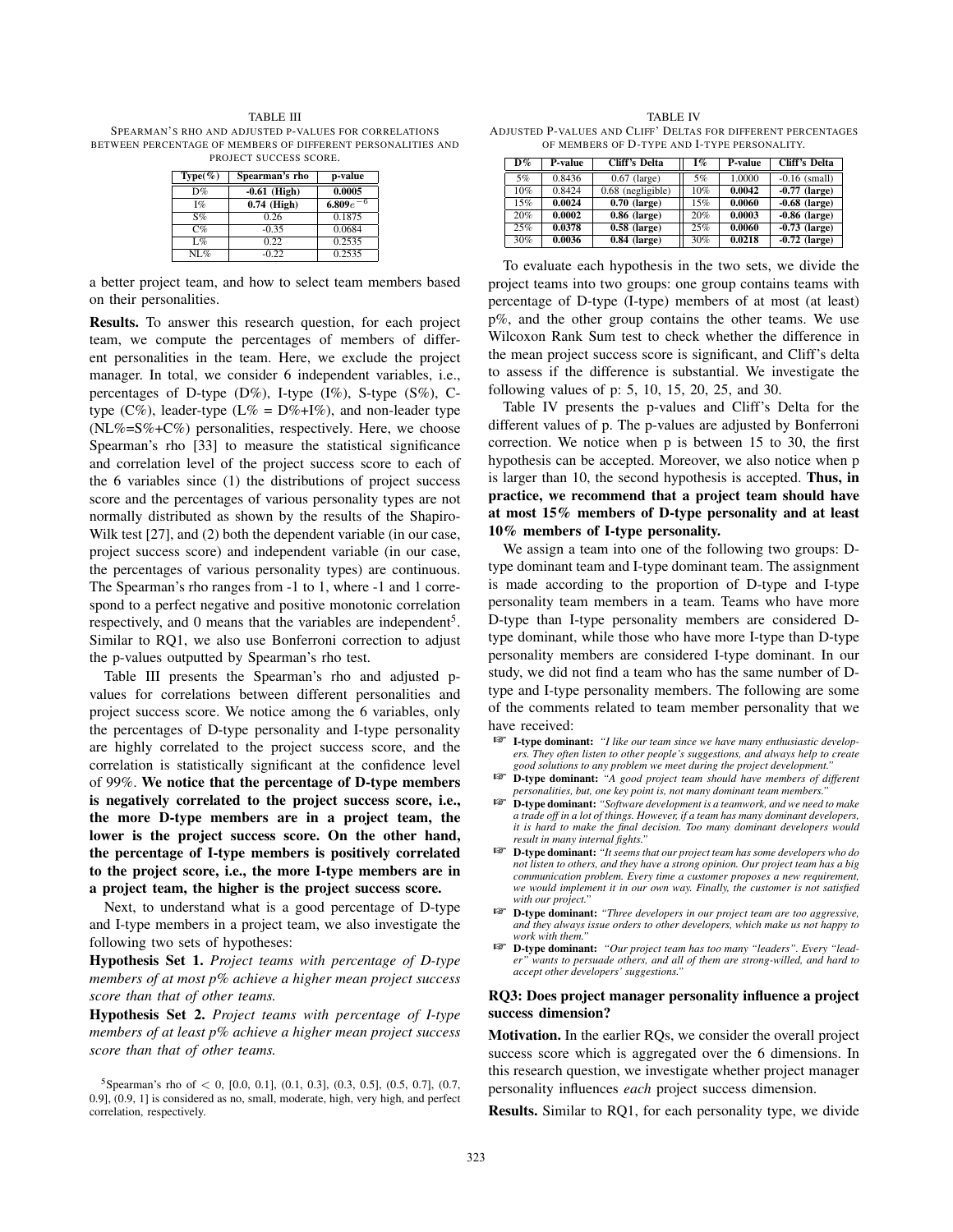TABLE III
SPEARMAN'S RHO AND ADJUSTED P-VALUES FOR CORRELATIONS BETWEEN PERCENTAGE OF MEMBERS OF DIFFERENT PERSONALITIES AND PROJECT SUCCESS SCORE.

| Type(%) | Spearman's rho | p-value |
|---|---|---|
| D% | **-0.61 (High)** | **0.0005** |
| I% | **0.74 (High)** | **$6.809e^{-6}$** |
| S% | 0.26 | 0.1875 |
| C% | -0.35 | 0.0684 |
| L% | 0.22 | 0.2535 |
| NL% | -0.22 | 0.2535 |

a better project team, and how to select team members based on their personalities.

**Results.** To answer this research question, for each project team, we compute the percentages of members of different personalities in the team. Here, we exclude the project manager. In total, we consider 6 independent variables, i.e., percentages of D-type (D%), I-type (I%), S-type (S%), C-type (C%), leader-type (L% = D%+I%), and non-leader type (NL%=S%+C%) personalities, respectively. Here, we choose Spearman's rho [33] to measure the statistical significance and correlation level of the project success score to each of the 6 variables since (1) the distributions of project success score and the percentages of various personality types are not normally distributed as shown by the results of the Shapiro-Wilk test [27], and (2) both the dependent variable (in our case, project success score) and independent variable (in our case, the percentages of various personality types) are continuous. The Spearman's rho ranges from -1 to 1, where -1 and 1 correspond to a perfect negative and positive monotonic correlation respectively, and 0 means that the variables are independent[5]. Similar to RQ1, we also use Bonferroni correction to adjust the p-values outputted by Spearman's rho test.

Table III presents the Spearman's rho and adjusted p-values for correlations between different personalities and project success score. We notice among the 6 variables, only the percentages of D-type personality and I-type personality are highly correlated to the project success score, and the correlation is statistically significant at the confidence level of 99%. **We notice that the percentage of D-type members is negatively correlated to the project success score, i.e., the more D-type members are in a project team, the lower is the project success score. On the other hand, the percentage of I-type members is positively correlated to the project score, i.e., the more I-type members are in a project team, the higher is the project success score.**

Next, to understand what is a good percentage of D-type and I-type members in a project team, we also investigate the following two sets of hypotheses:

**Hypothesis Set 1.** *Project teams with percentage of D-type members of at most p% achieve a higher mean project success score than that of other teams.*

**Hypothesis Set 2.** *Project teams with percentage of I-type members of at least p% achieve a higher mean project success score than that of other teams.*

[5]Spearman's rho of < 0, [0.0, 0.1], (0.1, 0.3], (0.3, 0.5], (0.5, 0.7], (0.7, 0.9], (0.9, 1] is considered as no, small, moderate, high, very high, and perfect correlation, respectively.

TABLE IV
ADJUSTED P-VALUES AND CLIFF' DELTAS FOR DIFFERENT PERCENTAGES OF MEMBERS OF D-TYPE AND I-TYPE PERSONALITY.

| D% | P-value | Cliff's Delta | I% | P-value | Cliff's Delta |
|---|---|---|---|---|---|
| 5% | 0.8436 | 0.67 (large) | 5% | 1.0000 | -0.16 (small) |
| 10% | 0.8424 | 0.68 (negligible) | 10% | **0.0042** | **-0.77 (large)** |
| 15% | **0.0024** | **0.70 (large)** | 15% | **0.0060** | **-0.68 (large)** |
| 20% | **0.0002** | **0.86 (large)** | 20% | **0.0003** | **-0.86 (large)** |
| 25% | **0.0378** | **0.58 (large)** | 25% | **0.0060** | **-0.73 (large)** |
| 30% | **0.0036** | **0.84 (large)** | 30% | **0.0218** | **-0.72 (large)** |

To evaluate each hypothesis in the two sets, we divide the project teams into two groups: one group contains teams with percentage of D-type (I-type) members of at most (at least) p%, and the other group contains the other teams. We use Wilcoxon Rank Sum test to check whether the difference in the mean project success score is significant, and Cliff's delta to assess if the difference is substantial. We investigate the following values of p: 5, 10, 15, 20, 25, and 30.

Table IV presents the p-values and Cliff's Delta for the different values of p. The p-values are adjusted by Bonferroni correction. We notice when p is between 15 to 30, the first hypothesis can be accepted. Moreover, we also notice when p is larger than 10, the second hypothesis is accepted. **Thus, in practice, we recommend that a project team should have at most 15% members of D-type personality and at least 10% members of I-type personality.**

We assign a team into one of the following two groups: D-type dominant team and I-type dominant team. The assignment is made according to the proportion of D-type and I-type personality team members in a team. Teams who have more D-type than I-type personality members are considered D-type dominant, while those who have more I-type than D-type personality members are considered I-type dominant. In our study, we did not find a team who has the same number of D-type and I-type personality members. The following are some of the comments related to team member personality that we have received:

- ☞ **I-type dominant:** *"I like our team since we have many enthusiastic developers. They often listen to other people's suggestions, and always help to create good solutions to any problem we meet during the project development."*
- ☞ **D-type dominant:** *"A good project team should have members of different personalities, but, one key point is, not many dominant team members."*
- ☞ **D-type dominant:** *"Software development is a teamwork, and we need to make a trade off in a lot of things. However, if a team has many dominant developers, it is hard to make the final decision. Too many dominant developers would result in many internal fights."*
- ☞ **D-type dominant:** *"It seems that our project team has some developers who do not listen to others, and they have a strong opinion. Our project team has a big communication problem. Every time a customer proposes a new requirement, we would implement it in our own way. Finally, the customer is not satisfied with our project."*
- ☞ **D-type dominant:** *"Three developers in our project team are too aggressive, and they always issue orders to other developers, which make us not happy to work with them."*
- ☞ **D-type dominant:** *"Our project team has too many "leaders". Every "leader" wants to persuade others, and all of them are strong-willed, and hard to accept other developers' suggestions."*

### RQ3: Does project manager personality influence a project success dimension?

**Motivation.** In the earlier RQs, we consider the overall project success score which is aggregated over the 6 dimensions. In this research question, we investigate whether project manager personality influences *each* project success dimension.

**Results.** Similar to RQ1, for each personality type, we divide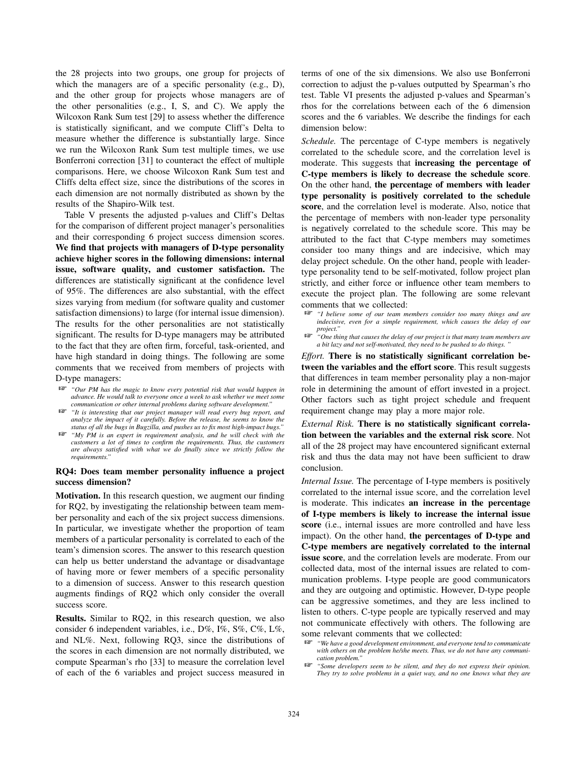the 28 projects into two groups, one group for projects of which the managers are of a specific personality (e.g., D), and the other group for projects whose managers are of the other personalities (e.g., I, S, and C). We apply the Wilcoxon Rank Sum test [29] to assess whether the difference is statistically significant, and we compute Cliff's Delta to measure whether the difference is substantially large. Since we run the Wilcoxon Rank Sum test multiple times, we use Bonferroni correction [31] to counteract the effect of multiple comparisons. Here, we choose Wilcoxon Rank Sum test and Cliffs delta effect size, since the distributions of the scores in each dimension are not normally distributed as shown by the results of the Shapiro-Wilk test.

Table V presents the adjusted p-values and Cliff's Deltas for the comparison of different project manager's personalities and their corresponding 6 project success dimension scores. **We find that projects with managers of D-type personality achieve higher scores in the following dimensions: internal issue, software quality, and customer satisfaction.** The differences are statistically significant at the confidence level of 95%. The differences are also substantial, with the effect sizes varying from medium (for software quality and customer satisfaction dimensions) to large (for internal issue dimension). The results for the other personalities are not statistically significant. The results for D-type managers may be attributed to the fact that they are often firm, forceful, task-oriented, and have high standard in doing things. The following are some comments that we received from members of projects with D-type managers:

- ☞ *"Our PM has the magic to know every potential risk that would happen in advance. He would talk to everyone once a week to ask whether we meet some communication or other internal problems during software development."*
- ☞ *"It is interesting that our project manager will read every bug report, and analyze the impact of it carefully. Before the release, he seems to know the status of all the bugs in Bugzilla, and pushes us to fix most high-impact bugs."*
- ☞ *"My PM is an expert in requirement analysis, and he will check with the customers a lot of times to confirm the requirements. Thus, the customers are always satisfied with what we do finally since we strictly follow the requirements."*

### RQ4: Does team member personality influence a project success dimension?

**Motivation.** In this research question, we augment our finding for RQ2, by investigating the relationship between team member personality and each of the six project success dimensions. In particular, we investigate whether the proportion of team members of a particular personality is correlated to each of the team's dimension scores. The answer to this research question can help us better understand the advantage or disadvantage of having more or fewer members of a specific personality to a dimension of success. Answer to this research question augments findings of RQ2 which only consider the overall success score.

**Results.** Similar to RQ2, in this research question, we also consider 6 independent variables, i.e., D%, I%, S%, C%, L%, and NL%. Next, following RQ3, since the distributions of the scores in each dimension are not normally distributed, we compute Spearman's rho [33] to measure the correlation level of each of the 6 variables and project success measured in terms of one of the six dimensions. We also use Bonferroni correction to adjust the p-values outputted by Spearman's rho test. Table VI presents the adjusted p-values and Spearman's rhos for the correlations between each of the 6 dimension scores and the 6 variables. We describe the findings for each dimension below:

*Schedule.* The percentage of C-type members is negatively correlated to the schedule score, and the correlation level is moderate. This suggests that **increasing the percentage of C-type members is likely to decrease the schedule score**. On the other hand, **the percentage of members with leader type personality is positively correlated to the schedule score**, and the correlation level is moderate. Also, notice that the percentage of members with non-leader type personality is negatively correlated to the schedule score. This may be attributed to the fact that C-type members may sometimes consider too many things and are indecisive, which may delay project schedule. On the other hand, people with leader-type personality tend to be self-motivated, follow project plan strictly, and either force or influence other team members to execute the project plan. The following are some relevant comments that we collected:

- ☞ *"I believe some of our team members consider too many things and are indecisive, even for a simple requirement, which causes the delay of our project."*
- ☞ *"One thing that causes the delay of our project is that many team members are a bit lazy and not self-motivated, they need to be pushed to do things. "*

*Effort.* **There is no statistically significant correlation between the variables and the effort score**. This result suggests that differences in team member personality play a non-major role in determining the amount of effort invested in a project. Other factors such as tight project schedule and frequent requirement change may play a more major role.

*External Risk.* **There is no statistically significant correlation between the variables and the external risk score**. Not all of the 28 project may have encountered significant external risk and thus the data may not have been sufficient to draw conclusion.

*Internal Issue.* The percentage of I-type members is positively correlated to the internal issue score, and the correlation level is moderate. This indicates **an increase in the percentage of I-type members is likely to increase the internal issue score** (i.e., internal issues are more controlled and have less impact). On the other hand, **the percentages of D-type and C-type members are negatively correlated to the internal issue score**, and the correlation levels are moderate. From our collected data, most of the internal issues are related to communication problems. I-type people are good communicators and they are outgoing and optimistic. However, D-type people can be aggressive sometimes, and they are less inclined to listen to others. C-type people are typically reserved and may not communicate effectively with others. The following are some relevant comments that we collected:

- ☞ *"We have a good development environment, and everyone tend to communicate with others on the problem he/she meets. Thus, we do not have any communication problem."*
- ☞ *"Some developers seem to be silent, and they do not express their opinion. They try to solve problems in a quiet way, and no one knows what they are*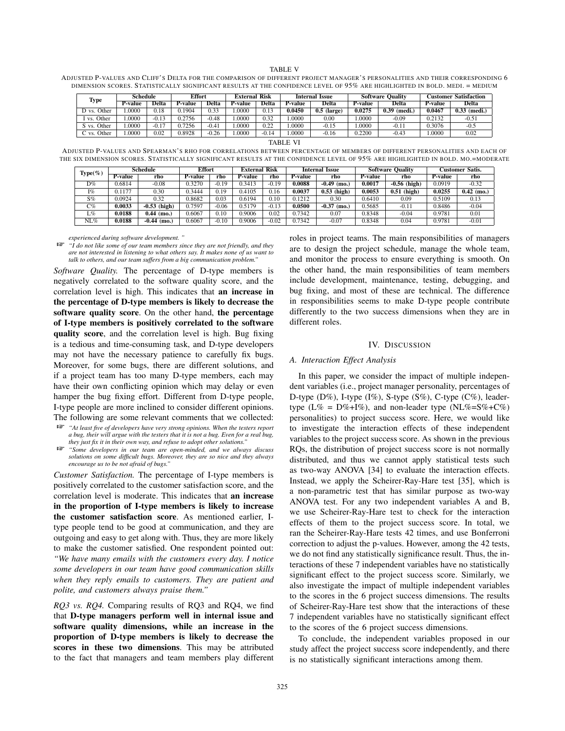TABLE V

ADJUSTED P-VALUES AND CLIFF'S DELTA FOR THE COMPARISON OF DIFFERENT PROJECT MANAGER'S PERSONALITIES AND THEIR CORRESPONDING 6 DIMENSION SCORES. STATISTICALLY SIGNIFICANT RESULTS AT THE CONFIDENCE LEVEL OF 95% ARE HIGHLIGHTED IN BOLD. MEDI. = MEDIUM

| Type | Schedule | | Effort | | External Risk | | Internal Issue | | Software Quality | | Customer Satisfaction | |
|---|---|---|---|---|---|---|---|---|---|---|---|---|
| | P-value | Delta | P-value | Delta | P-value | Delta | P-value | Delta | P-value | Delta | P-value | Delta |
| D vs. Other | 1.0000 | 0.18 | 0.1904 | 0.33 | 1.0000 | 0.13 | **0.0450** | **0.5 (large)** | **0.0275** | **0.39 (medi.)** | **0.0467** | **0.33 (medi.)** |
| I vs. Other | 1.0000 | -0.13 | 0.2756 | -0.48 | 1.0000 | 0.32 | 1.0000 | 0.00 | 1.0000 | -0.09 | 0.2132 | -0.51 |
| S vs. Other | 1.0000 | -0.17 | 0.7256 | -0.41 | 1.0000 | 0.22 | 1.0000 | -0.15 | 1.0000 | -0.11 | 0.3076 | -0.5 |
| C vs. Other | 1.0000 | 0.02 | 0.8928 | -0.26 | 1.0000 | -0.14 | 1.0000 | -0.16 | 0.2200 | -0.43 | 1.0000 | 0.02 |

TABLE VI

ADJUSTED P-VALUES AND SPEARMAN'S RHO FOR CORRELATIONS BETWEEN PERCENTAGE OF MEMBERS OF DIFFERENT PERSONALITIES AND EACH OF THE SIX DIMENSION SCORES. STATISTICALLY SIGNIFICANT RESULTS AT THE CONFIDENCE LEVEL OF 95% ARE HIGHLIGHTED IN BOLD. MO.=MODERATE

| Type(%) | Schedule | | Effort | | External Risk | | Internal Issue | | Software Quality | | Customer Satis. | |
|---|---|---|---|---|---|---|---|---|---|---|---|---|
| | P-value | rho | P-value | rho | P-value | rho | P-value | rho | P-value | rho | P-value | rho |
| D% | 0.6814 | -0.08 | 0.3270 | -0.19 | 0.3413 | -0.19 | **0.0088** | **-0.49 (mo.)** | **0.0017** | **-0.56 (high)** | 0.0919 | -0.32 |
| I% | 0.1177 | 0.30 | 0.3444 | 0.19 | 0.4105 | 0.16 | **0.0037** | **0.53 (high)** | **0.0053** | **0.51 (high)** | **0.0255** | **0.42 (mo.)** |
| S% | 0.0924 | 0.32 | 0.8682 | 0.03 | 0.6194 | 0.10 | 0.1212 | 0.30 | 0.6410 | 0.09 | 0.5109 | 0.13 |
| C% | **0.0033** | **-0.53 (high)** | 0.7597 | -0.06 | 0.5179 | -0.13 | **0.0500** | **-0.37 (mo.)** | 0.5685 | -0.11 | 0.8486 | -0.04 |
| L% | **0.0188** | **0.44 (mo.)** | 0.6067 | 0.10 | 0.9006 | 0.02 | 0.7342 | 0.07 | 0.8348 | -0.04 | 0.9781 | 0.01 |
| NL% | **0.0188** | **-0.44 (mo.)** | 0.6067 | -0.10 | 0.9006 | -0.02 | 0.7342 | -0.07 | 0.8348 | 0.04 | 0.9781 | -0.01 |

*experienced during software development."*

☞ *"I do not like some of our team members since they are not friendly, and they are not interested in listening to what others say. It makes none of us want to talk to others, and our team suffers from a big communication problem."*

*Software Quality.* The percentage of D-type members is negatively correlated to the software quality score, and the correlation level is high. This indicates that **an increase in the percentage of D-type members is likely to decrease the software quality score**. On the other hand, **the percentage of I-type members is positively correlated to the software quality score**, and the correlation level is high. Bug fixing is a tedious and time-consuming task, and D-type developers may not have the necessary patience to carefully fix bugs. Moreover, for some bugs, there are different solutions, and if a project team has too many D-type members, each may have their own conflicting opinion which may delay or even hamper the bug fixing effort. Different from D-type people, I-type people are more inclined to consider different opinions. The following are some relevant comments that we collected:

☞ *"At least five of developers have very strong opinions. When the testers report a bug, their will argue with the testers that it is not a bug. Even for a real bug, they just fix it in their own way, and refuse to adopt other solutions."*

☞ *"Some developers in our team are open-minded, and we always discuss solutions on some difficult bugs. Moreover, they are so nice and they always encourage us to be not afraid of bugs."*

*Customer Satisfaction.* The percentage of I-type members is positively correlated to the customer satisfaction score, and the correlation level is moderate. This indicates that **an increase in the proportion of I-type members is likely to increase the customer satisfaction score**. As mentioned earlier, I-type people tend to be good at communication, and they are outgoing and easy to get along with. Thus, they are more likely to make the customer satisfied. One respondent pointed out: *"We have many emails with the customers every day. I notice some developers in our team have good communication skills when they reply emails to customers. They are patient and polite, and customers always praise them."*

*RQ3 vs. RQ4.* Comparing results of RQ3 and RQ4, we find that **D-type managers perform well in internal issue and software quality dimensions, while an increase in the proportion of D-type members is likely to decrease the scores in these two dimensions**. This may be attributed to the fact that managers and team members play different roles in project teams. The main responsibilities of managers are to design the project schedule, manage the whole team, and monitor the process to ensure everything is smooth. On the other hand, the main responsibilities of team members include development, maintenance, testing, debugging, and bug fixing, and most of these are technical. The difference in responsibilities seems to make D-type people contribute differently to the two success dimensions when they are in different roles.

## IV. DISCUSSION

### A. Interaction Effect Analysis

In this paper, we consider the impact of multiple independent variables (i.e., project manager personality, percentages of D-type (D%), I-type (I%), S-type (S%), C-type (C%), leader-type (L% = D%+I%), and non-leader type (NL%=S%+C%) personalities) to project success score. Here, we would like to investigate the interaction effects of these independent variables to the project success score. As shown in the previous RQs, the distribution of project success score is not normally distributed, and thus we cannot apply statistical tests such as two-way ANOVA [34] to evaluate the interaction effects. Instead, we apply the Scheirer-Ray-Hare test [35], which is a non-parametric test that has similar purpose as two-way ANOVA test. For any two independent variables A and B, we use Scheirer-Ray-Hare test to check for the interaction effects of them to the project success score. In total, we ran the Scheirer-Ray-Hare tests 42 times, and use Bonferroni correction to adjust the p-values. However, among the 42 tests, we do not find any statistically significance result. Thus, the interactions of these 7 independent variables have no statistically significant effect to the project success score. Similarly, we also investigate the impact of multiple independent variables to the scores in the 6 project success dimensions. The results of Scheirer-Ray-Hare test show that the interactions of these 7 independent variables have no statistically significant effect to the scores of the 6 project success dimensions.

To conclude, the independent variables proposed in our study affect the project success score independently, and there is no statistically significant interactions among them.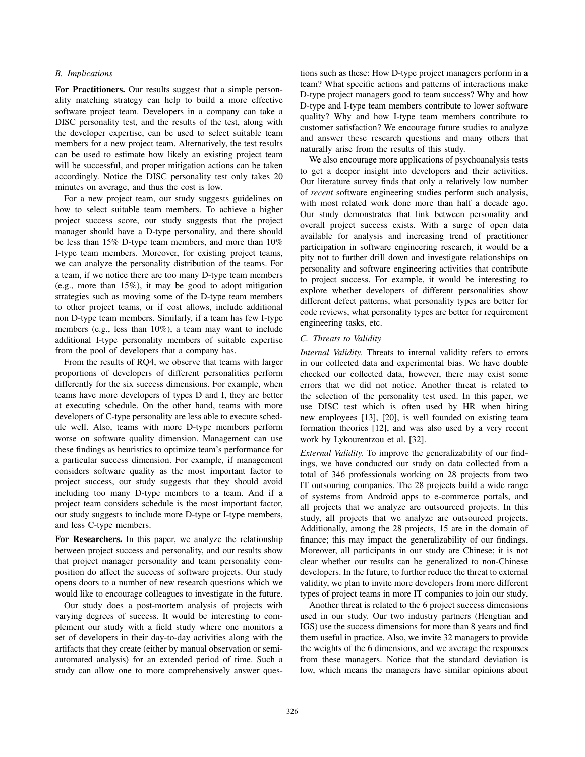### B. Implications

**For Practitioners.** Our results suggest that a simple personality matching strategy can help to build a more effective software project team. Developers in a company can take a DISC personality test, and the results of the test, along with the developer expertise, can be used to select suitable team members for a new project team. Alternatively, the test results can be used to estimate how likely an existing project team will be successful, and proper mitigation actions can be taken accordingly. Notice the DISC personality test only takes 20 minutes on average, and thus the cost is low.

For a new project team, our study suggests guidelines on how to select suitable team members. To achieve a higher project success score, our study suggests that the project manager should have a D-type personality, and there should be less than 15% D-type team members, and more than 10% I-type team members. Moreover, for existing project teams, we can analyze the personality distribution of the teams. For a team, if we notice there are too many D-type team members (e.g., more than 15%), it may be good to adopt mitigation strategies such as moving some of the D-type team members to other project teams, or if cost allows, include additional non D-type team members. Similarly, if a team has few I-type members (e.g., less than 10%), a team may want to include additional I-type personality members of suitable expertise from the pool of developers that a company has.

From the results of RQ4, we observe that teams with larger proportions of developers of different personalities perform differently for the six success dimensions. For example, when teams have more developers of types D and I, they are better at executing schedule. On the other hand, teams with more developers of C-type personality are less able to execute schedule well. Also, teams with more D-type members perform worse on software quality dimension. Management can use these findings as heuristics to optimize team's performance for a particular success dimension. For example, if management considers software quality as the most important factor to project success, our study suggests that they should avoid including too many D-type members to a team. And if a project team considers schedule is the most important factor, our study suggests to include more D-type or I-type members, and less C-type members.

**For Researchers.** In this paper, we analyze the relationship between project success and personality, and our results show that project manager personality and team personality composition do affect the success of software projects. Our study opens doors to a number of new research questions which we would like to encourage colleagues to investigate in the future.

Our study does a post-mortem analysis of projects with varying degrees of success. It would be interesting to complement our study with a field study where one monitors a set of developers in their day-to-day activities along with the artifacts that they create (either by manual observation or semi-automated analysis) for an extended period of time. Such a study can allow one to more comprehensively answer questions such as these: How D-type project managers perform in a team? What specific actions and patterns of interactions make D-type project managers good to team success? Why and how D-type and I-type team members contribute to lower software quality? Why and how I-type team members contribute to customer satisfaction? We encourage future studies to analyze and answer these research questions and many others that naturally arise from the results of this study.

We also encourage more applications of psychoanalysis tests to get a deeper insight into developers and their activities. Our literature survey finds that only a relatively low number of *recent* software engineering studies perform such analysis, with most related work done more than half a decade ago. Our study demonstrates that link between personality and overall project success exists. With a surge of open data available for analysis and increasing trend of practitioner participation in software engineering research, it would be a pity not to further drill down and investigate relationships on personality and software engineering activities that contribute to project success. For example, it would be interesting to explore whether developers of different personalities show different defect patterns, what personality types are better for code reviews, what personality types are better for requirement engineering tasks, etc.

### C. Threats to Validity

*Internal Validity.* Threats to internal validity refers to errors in our collected data and experimental bias. We have double checked our collected data, however, there may exist some errors that we did not notice. Another threat is related to the selection of the personality test used. In this paper, we use DISC test which is often used by HR when hiring new employees [13], [20], is well founded on existing team formation theories [12], and was also used by a very recent work by Lykourentzou et al. [32].

*External Validity.* To improve the generalizability of our findings, we have conducted our study on data collected from a total of 346 professionals working on 28 projects from two IT outsourcing companies. The 28 projects build a wide range of systems from Android apps to e-commerce portals, and all projects that we analyze are outsourced projects. In this study, all projects that we analyze are outsourced projects. Additionally, among the 28 projects, 15 are in the domain of finance; this may impact the generalizability of our findings. Moreover, all participants in our study are Chinese; it is not clear whether our results can be generalized to non-Chinese developers. In the future, to further reduce the threat to external validity, we plan to invite more developers from more different types of project teams in more IT companies to join our study.

Another threat is related to the 6 project success dimensions used in our study. Our two industry partners (Hengtian and IGS) use the success dimensions for more than 8 years and find them useful in practice. Also, we invite 32 managers to provide the weights of the 6 dimensions, and we average the responses from these managers. Notice that the standard deviation is low, which means the managers have similar opinions about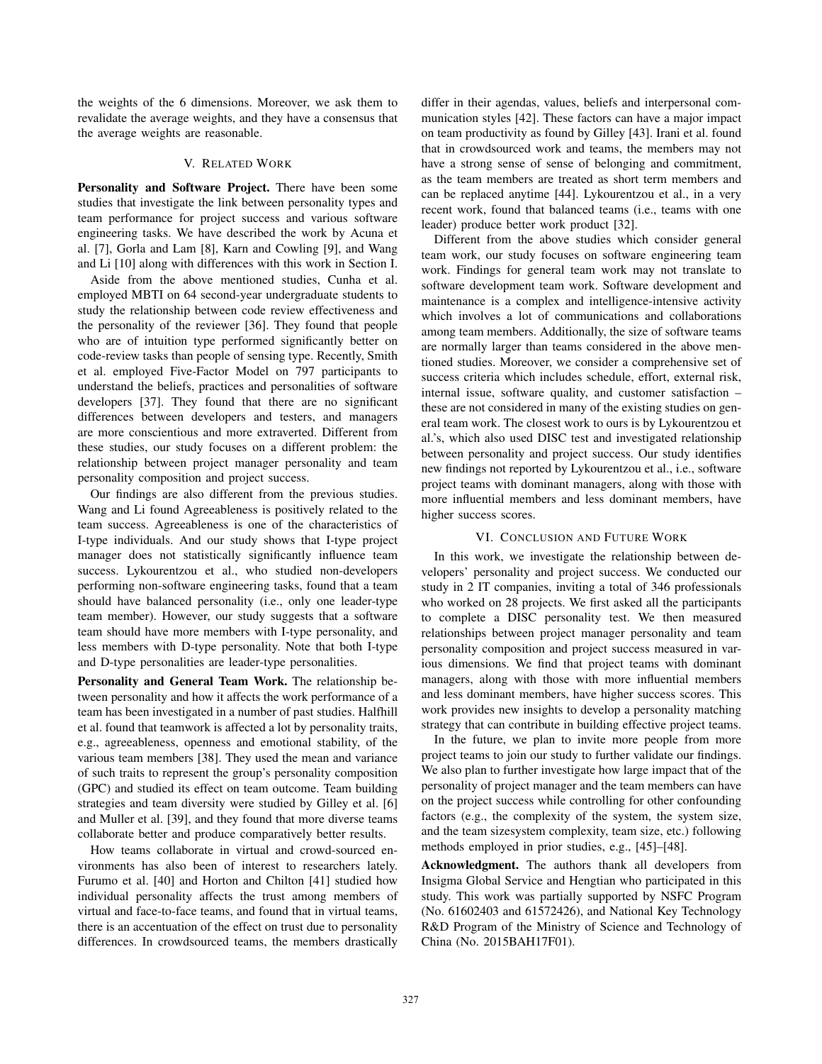the weights of the 6 dimensions. Moreover, we ask them to revalidate the average weights, and they have a consensus that the average weights are reasonable.

## V. Related Work

**Personality and Software Project.** There have been some studies that investigate the link between personality types and team performance for project success and various software engineering tasks. We have described the work by Acuna et al. [7], Gorla and Lam [8], Karn and Cowling [9], and Wang and Li [10] along with differences with this work in Section I.

Aside from the above mentioned studies, Cunha et al. employed MBTI on 64 second-year undergraduate students to study the relationship between code review effectiveness and the personality of the reviewer [36]. They found that people who are of intuition type performed significantly better on code-review tasks than people of sensing type. Recently, Smith et al. employed Five-Factor Model on 797 participants to understand the beliefs, practices and personalities of software developers [37]. They found that there are no significant differences between developers and testers, and managers are more conscientious and more extraverted. Different from these studies, our study focuses on a different problem: the relationship between project manager personality and team personality composition and project success.

Our findings are also different from the previous studies. Wang and Li found Agreeableness is positively related to the team success. Agreeableness is one of the characteristics of I-type individuals. And our study shows that I-type project manager does not statistically significantly influence team success. Lykourentzou et al., who studied non-developers performing non-software engineering tasks, found that a team should have balanced personality (i.e., only one leader-type team member). However, our study suggests that a software team should have more members with I-type personality, and less members with D-type personality. Note that both I-type and D-type personalities are leader-type personalities.

**Personality and General Team Work.** The relationship between personality and how it affects the work performance of a team has been investigated in a number of past studies. Halfhill et al. found that teamwork is affected a lot by personality traits, e.g., agreeableness, openness and emotional stability, of the various team members [38]. They used the mean and variance of such traits to represent the group's personality composition (GPC) and studied its effect on team outcome. Team building strategies and team diversity were studied by Gilley et al. [6] and Muller et al. [39], and they found that more diverse teams collaborate better and produce comparatively better results.

How teams collaborate in virtual and crowd-sourced environments has also been of interest to researchers lately. Furumo et al. [40] and Horton and Chilton [41] studied how individual personality affects the trust among members of virtual and face-to-face teams, and found that in virtual teams, there is an accentuation of the effect on trust due to personality differences. In crowdsourced teams, the members drastically differ in their agendas, values, beliefs and interpersonal communication styles [42]. These factors can have a major impact on team productivity as found by Gilley [43]. Irani et al. found that in crowdsourced work and teams, the members may not have a strong sense of sense of belonging and commitment, as the team members are treated as short term members and can be replaced anytime [44]. Lykourentzou et al., in a very recent work, found that balanced teams (i.e., teams with one leader) produce better work product [32].

Different from the above studies which consider general team work, our study focuses on software engineering team work. Findings for general team work may not translate to software development team work. Software development and maintenance is a complex and intelligence-intensive activity which involves a lot of communications and collaborations among team members. Additionally, the size of software teams are normally larger than teams considered in the above mentioned studies. Moreover, we consider a comprehensive set of success criteria which includes schedule, effort, external risk, internal issue, software quality, and customer satisfaction – these are not considered in many of the existing studies on general team work. The closest work to ours is by Lykourentzou et al.'s, which also used DISC test and investigated relationship between personality and project success. Our study identifies new findings not reported by Lykourentzou et al., i.e., software project teams with dominant managers, along with those with more influential members and less dominant members, have higher success scores.

## VI. Conclusion and Future Work

In this work, we investigate the relationship between developers' personality and project success. We conducted our study in 2 IT companies, inviting a total of 346 professionals who worked on 28 projects. We first asked all the participants to complete a DISC personality test. We then measured relationships between project manager personality and team personality composition and project success measured in various dimensions. We find that project teams with dominant managers, along with those with more influential members and less dominant members, have higher success scores. This work provides new insights to develop a personality matching strategy that can contribute in building effective project teams.

In the future, we plan to invite more people from more project teams to join our study to further validate our findings. We also plan to further investigate how large impact that of the personality of project manager and the team members can have on the project success while controlling for other confounding factors (e.g., the complexity of the system, the system size, and the team sizesystem complexity, team size, etc.) following methods employed in prior studies, e.g., [45]–[48].

**Acknowledgment.** The authors thank all developers from Insigma Global Service and Hengtian who participated in this study. This work was partially supported by NSFC Program (No. 61602403 and 61572426), and National Key Technology R&D Program of the Ministry of Science and Technology of China (No. 2015BAH17F01).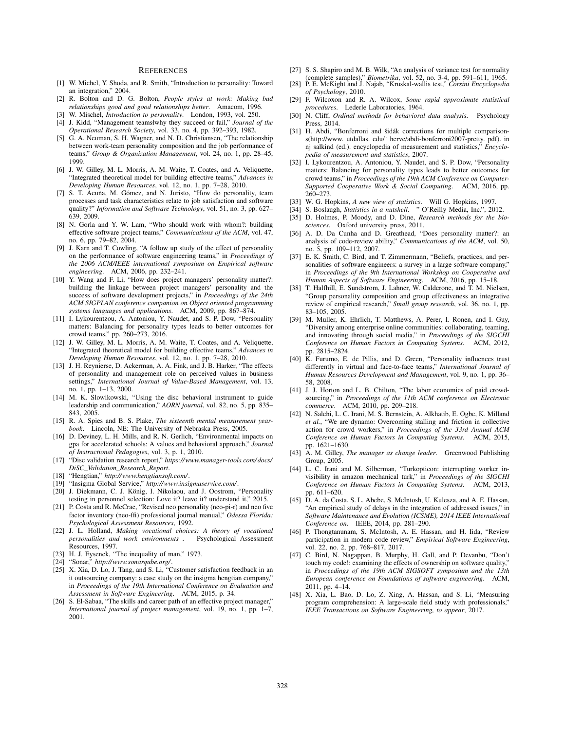## References

[1] W. Michel, Y. Shoda, and R. Smith, "Introduction to personality: Toward an integration," 2004.

[2] R. Bolton and D. G. Bolton, *People styles at work: Making bad relationships good and good relationships better*. Amacom, 1996.

[3] W. Mischel, *Introduction to personality*. London, 1993, vol. 250.

[4] J. Kidd, "Management teamsłwhy they succeed or fail," *Journal of the Operational Research Society*, vol. 33, no. 4, pp. 392–393, 1982.

[5] G. A. Neuman, S. H. Wagner, and N. D. Christiansen, "The relationship between work-team personality composition and the job performance of teams," *Group & Organization Management*, vol. 24, no. 1, pp. 28–45, 1999.

[6] J. W. Gilley, M. L. Morris, A. M. Waite, T. Coates, and A. Veliquette, "Integrated theoretical model for building effective teams," *Advances in Developing Human Resources*, vol. 12, no. 1, pp. 7–28, 2010.

[7] S. T. Acuña, M. Gómez, and N. Juristo, "How do personality, team processes and task characteristics relate to job satisfaction and software quality?" *Information and Software Technology*, vol. 51, no. 3, pp. 627–639, 2009.

[8] N. Gorla and Y. W. Lam, "Who should work with whom?: building effective software project teams," *Communications of the ACM*, vol. 47, no. 6, pp. 79–82, 2004.

[9] J. Karn and T. Cowling, "A follow up study of the effect of personality on the performance of software engineering teams," in *Proceedings of the 2006 ACM/IEEE international symposium on Empirical software engineering*. ACM, 2006, pp. 232–241.

[10] Y. Wang and F. Li, "How does project managers' personality matter?: building the linkage between project managers' personality and the success of software development projects," in *Proceedings of the 24th ACM SIGPLAN conference companion on Object oriented programming systems languages and applications*. ACM, 2009, pp. 867–874.

[11] I. Lykourentzou, A. Antoniou, Y. Naudet, and S. P. Dow, "Personality matters: Balancing for personality types leads to better outcomes for crowd teams," pp. 260–273, 2016.

[12] J. W. Gilley, M. L. Morris, A. M. Waite, T. Coates, and A. Veliquette, "Integrated theoretical model for building effective teams," *Advances in Developing Human Resources*, vol. 12, no. 1, pp. 7–28, 2010.

[13] J. H. Reynierse, D. Ackerman, A. A. Fink, and J. B. Harker, "The effects of personality and management role on perceived values in business settings," *International Journal of Value-Based Management*, vol. 13, no. 1, pp. 1–13, 2000.

[14] M. K. Slowikowski, "Using the disc behavioral instrument to guide leadership and communication," *AORN journal*, vol. 82, no. 5, pp. 835–843, 2005.

[15] R. A. Spies and B. S. Plake, *The sixteenth mental measurement yearbook*. Lincoln, NE: The University of Nebraska Press, 2005.

[16] D. Deviney, L. H. Mills, and R. N. Gerlich, "Environmental impacts on gpa for accelerated schools: A values and behavioral approach," *Journal of Instructional Pedagogies*, vol. 3, p. 1, 2010.

[17] "Disc validation research report," *https://www.manager-tools.com/docs/DiSC_Validation_Research_Report*.

[18] "Hengtian," *http://www.hengtiansoft.com/*.

[19] "Insigma Global Service," *http://www.insigmaservice.com/*.

[20] J. Diekmann, C. J. König, I. Nikolaou, and J. Oostrom, "Personality testing in personnel selection: Love it? leave it? understand it," 2015.

[21] P. Costa and R. McCrae, "Revised neo personality (neo-pi-r) and neo five factor inventory (neo-ffi) professional journal manual," *Odessa Florida: Psychological Assessment Resources*, 1992.

[22] J. L. Holland, *Making vocational choices: A theory of vocational personalities and work environments* . Psychological Assessment Resources, 1997.

[23] H. J. Eysenck, "The inequality of man," 1973.

[24] "Sonar," *http://www.sonarqube.org/*.

[25] X. Xia, D. Lo, J. Tang, and S. Li, "Customer satisfaction feedback in an it outsourcing company: a case study on the insigma hengtian company," in *Proceedings of the 19th International Conference on Evaluation and Assessment in Software Engineering*. ACM, 2015, p. 34.

[26] S. El-Sabaa, "The skills and career path of an effective project manager," *International journal of project management*, vol. 19, no. 1, pp. 1–7, 2001.

[27] S. S. Shapiro and M. B. Wilk, "An analysis of variance test for normality (complete samples)," *Biometrika*, vol. 52, no. 3-4, pp. 591–611, 1965.

[28] P. E. McKight and J. Najab, "Kruskal-wallis test," *Corsini Encyclopedia of Psychology*, 2010.

[29] F. Wilcoxon and R. A. Wilcox, *Some rapid approximate statistical procedures*. Lederle Laboratories, 1964.

[30] N. Cliff, *Ordinal methods for behavioral data analysis*. Psychology Press, 2014.

[31] H. Abdi, "Bonferroni and šidák corrections for multiple comparisons(http://www. utdallas. edu/˜ herve/abdi-bonferroni2007-pretty. pdf). in nj salkind (ed.). encyclopedia of measurement and statistics," *Encyclopedia of measurement and statistics*, 2007.

[32] I. Lykourentzou, A. Antoniou, Y. Naudet, and S. P. Dow, "Personality matters: Balancing for personality types leads to better outcomes for crowd teams," in *Proceedings of the 19th ACM Conference on Computer-Supported Cooperative Work & Social Computing*. ACM, 2016, pp. 260–273.

[33] W. G. Hopkins, *A new view of statistics*. Will G. Hopkins, 1997.

[34] S. Boslaugh, *Statistics in a nutshell*. " O'Reilly Media, Inc.", 2012.

[35] D. Holmes, P. Moody, and D. Dine, *Research methods for the biosciences*. Oxford university press, 2011.

[36] A. D. Da Cunha and D. Greathead, "Does personality matter?: an analysis of code-review ability," *Communications of the ACM*, vol. 50, no. 5, pp. 109–112, 2007.

[37] E. K. Smith, C. Bird, and T. Zimmermann, "Beliefs, practices, and personalities of software engineers: a survey in a large software company," in *Proceedings of the 9th International Workshop on Cooperative and Human Aspects of Software Engineering*. ACM, 2016, pp. 15–18.

[38] T. Halfhill, E. Sundstrom, J. Lahner, W. Calderone, and T. M. Nielsen, "Group personality composition and group effectiveness an integrative review of empirical research," *Small group research*, vol. 36, no. 1, pp. 83–105, 2005.

[39] M. Muller, K. Ehrlich, T. Matthews, A. Perer, I. Ronen, and I. Guy, "Diversity among enterprise online communities: collaborating, teaming, and innovating through social media," in *Proceedings of the SIGCHI Conference on Human Factors in Computing Systems*. ACM, 2012, pp. 2815–2824.

[40] K. Furumo, E. de Pillis, and D. Green, "Personality influences trust differently in virtual and face-to-face teams," *International Journal of Human Resources Development and Management*, vol. 9, no. 1, pp. 36–58, 2008.

[41] J. J. Horton and L. B. Chilton, "The labor economics of paid crowdsourcing," in *Proceedings of the 11th ACM conference on Electronic commerce*. ACM, 2010, pp. 209–218.

[42] N. Salehi, L. C. Irani, M. S. Bernstein, A. Alkhatib, E. Ogbe, K. Milland *et al.*, "We are dynamo: Overcoming stalling and friction in collective action for crowd workers," in *Proceedings of the 33rd Annual ACM Conference on Human Factors in Computing Systems*. ACM, 2015, pp. 1621–1630.

[43] A. M. Gilley, *The manager as change leader*. Greenwood Publishing Group, 2005.

[44] L. C. Irani and M. Silberman, "Turkopticon: interrupting worker invisibility in amazon mechanical turk," in *Proceedings of the SIGCHI Conference on Human Factors in Computing Systems*. ACM, 2013, pp. 611–620.

[45] D. A. da Costa, S. L. Abebe, S. McIntosh, U. Kulesza, and A. E. Hassan, "An empirical study of delays in the integration of addressed issues," in *Software Maintenance and Evolution (ICSME), 2014 IEEE International Conference on*. IEEE, 2014, pp. 281–290.

[46] P. Thongtanunam, S. McIntosh, A. E. Hassan, and H. Iida, "Review participation in modern code review," *Empirical Software Engineering*, vol. 22, no. 2, pp. 768–817, 2017.

[47] C. Bird, N. Nagappan, B. Murphy, H. Gall, and P. Devanbu, "Don't touch my code!: examining the effects of ownership on software quality," in *Proceedings of the 19th ACM SIGSOFT symposium and the 13th European conference on Foundations of software engineering*. ACM, 2011, pp. 4–14.

[48] X. Xia, L. Bao, D. Lo, Z. Xing, A. Hassan, and S. Li, "Measuring program comprehension: A large-scale field study with professionals," *IEEE Transactions on Software Engineering, to appear*, 2017.